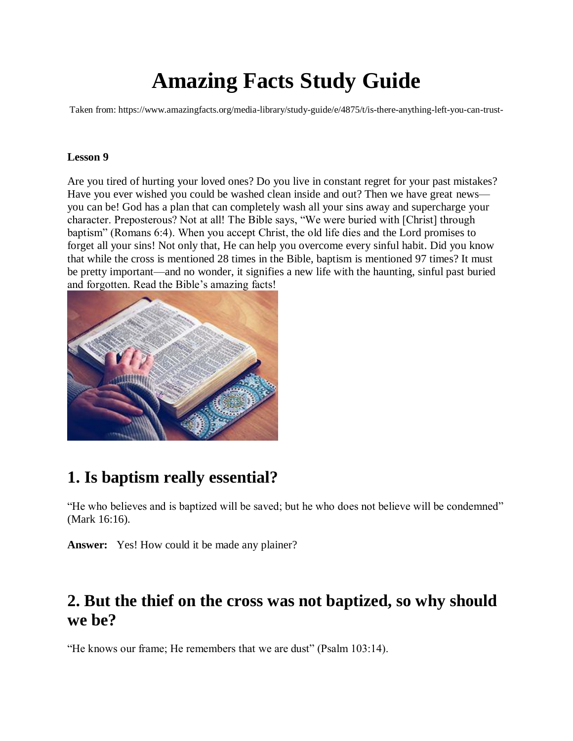# Amazing Facts Study Guide

Taken from: https://www.amazingfacts.org/media-library/study-guide/e/4875/t/is-there-anything-left-you-can-trust-

**Lesson 9**

Are you tired of hurting your loved ones? Do you live in constant regret for your past mistakes? Have you ever wished you could be washed clean inside and out? Then we have great news—you can be! God has a plan that can completely wash all your sins away and supercharge your character. Preposterous? Not at all! The Bible says, "We were buried with [Christ] through baptism" (Romans 6:4). When you accept Christ, the old life dies and the Lord promises to forget all your sins! Not only that, He can help you overcome every sinful habit. Did you know that while the cross is mentioned 28 times in the Bible, baptism is mentioned 97 times? It must be pretty important—and no wonder, it signifies a new life with the haunting, sinful past buried and forgotten. Read the Bible's amazing facts!

## 1. Is baptism really essential?

"He who believes and is baptized will be saved; but he who does not believe will be condemned" (Mark 16:16).

**Answer:** Yes! How could it be made any plainer?

## 2. But the thief on the cross was not baptized, so why should we be?

"He knows our frame; He remembers that we are dust" (Psalm 103:14).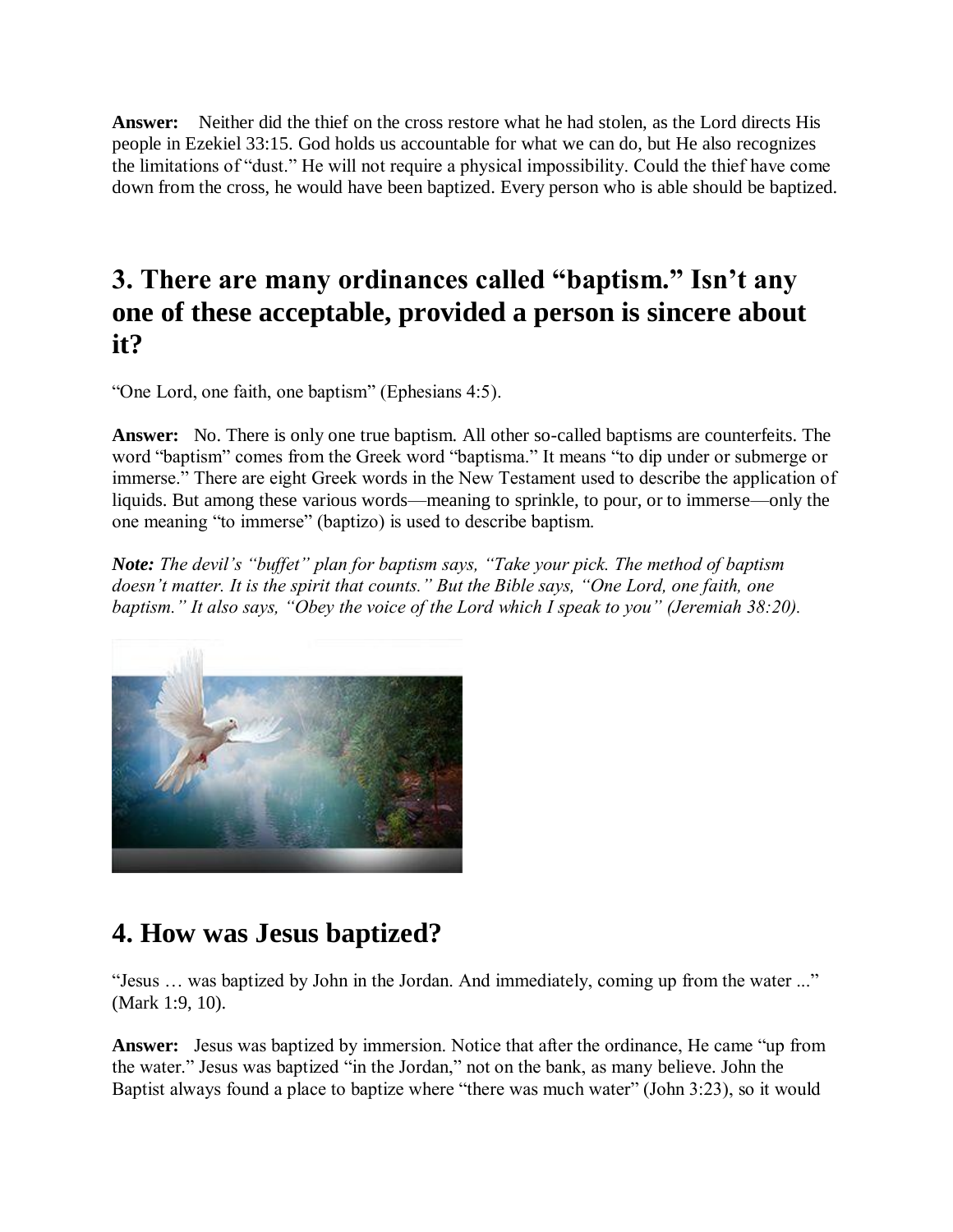**Answer:** Neither did the thief on the cross restore what he had stolen, as the Lord directs His people in Ezekiel 33:15. God holds us accountable for what we can do, but He also recognizes the limitations of "dust." He will not require a physical impossibility. Could the thief have come down from the cross, he would have been baptized. Every person who is able should be baptized.

## 3. There are many ordinances called "baptism." Isn't any one of these acceptable, provided a person is sincere about it?

"One Lord, one faith, one baptism" (Ephesians 4:5).

**Answer:** No. There is only one true baptism. All other so-called baptisms are counterfeits. The word "baptism" comes from the Greek word "baptisma." It means "to dip under or submerge or immerse." There are eight Greek words in the New Testament used to describe the application of liquids. But among these various words—meaning to sprinkle, to pour, or to immerse—only the one meaning "to immerse" (baptizo) is used to describe baptism.

***Note:*** *The devil's "buffet" plan for baptism says, "Take your pick. The method of baptism doesn't matter. It is the spirit that counts." But the Bible says, "One Lord, one faith, one baptism." It also says, "Obey the voice of the Lord which I speak to you" (Jeremiah 38:20).*

## 4. How was Jesus baptized?

"Jesus … was baptized by John in the Jordan. And immediately, coming up from the water ..." (Mark 1:9, 10).

**Answer:** Jesus was baptized by immersion. Notice that after the ordinance, He came "up from the water." Jesus was baptized "in the Jordan," not on the bank, as many believe. John the Baptist always found a place to baptize where "there was much water" (John 3:23), so it would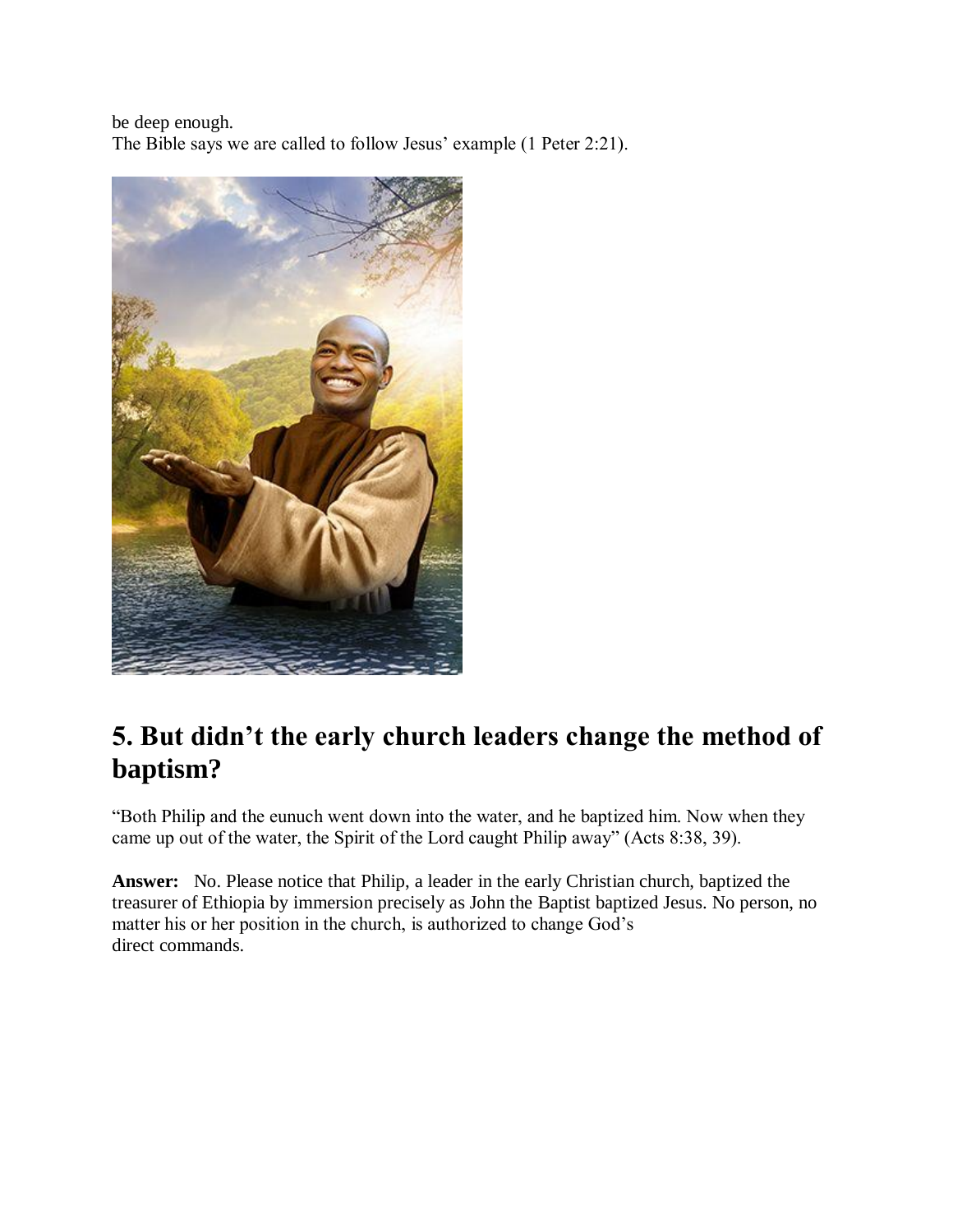be deep enough.
The Bible says we are called to follow Jesus' example (1 Peter 2:21).

## 5. But didn't the early church leaders change the method of baptism?

"Both Philip and the eunuch went down into the water, and he baptized him. Now when they came up out of the water, the Spirit of the Lord caught Philip away" (Acts 8:38, 39).

**Answer:** No. Please notice that Philip, a leader in the early Christian church, baptized the treasurer of Ethiopia by immersion precisely as John the Baptist baptized Jesus. No person, no matter his or her position in the church, is authorized to change God's direct commands.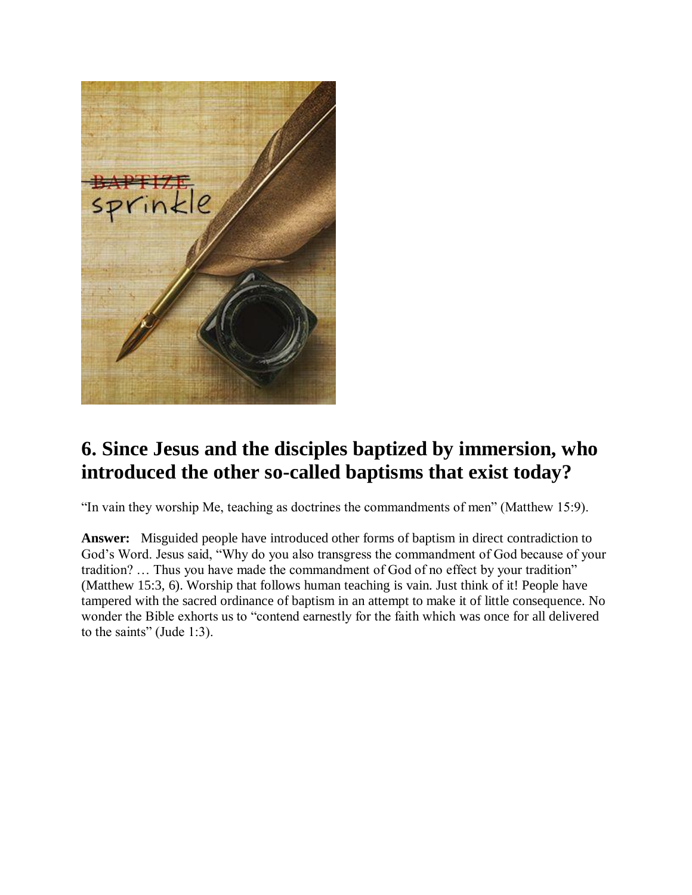## 6. Since Jesus and the disciples baptized by immersion, who introduced the other so-called baptisms that exist today?

"In vain they worship Me, teaching as doctrines the commandments of men" (Matthew 15:9).

**Answer:** Misguided people have introduced other forms of baptism in direct contradiction to God's Word. Jesus said, "Why do you also transgress the commandment of God because of your tradition? … Thus you have made the commandment of God of no effect by your tradition" (Matthew 15:3, 6). Worship that follows human teaching is vain. Just think of it! People have tampered with the sacred ordinance of baptism in an attempt to make it of little consequence. No wonder the Bible exhorts us to "contend earnestly for the faith which was once for all delivered to the saints" (Jude 1:3).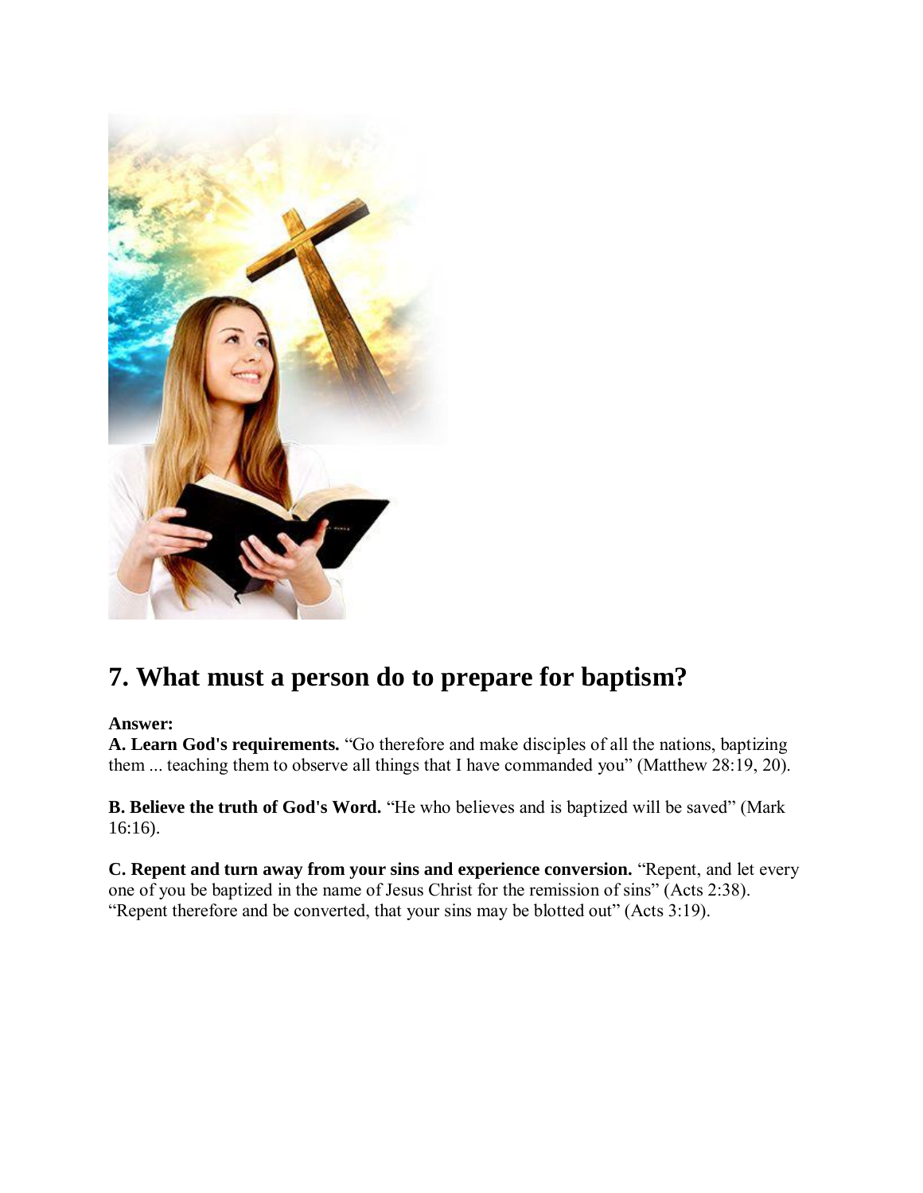## 7. What must a person do to prepare for baptism?

**Answer:**
**A. Learn God's requirements.** "Go therefore and make disciples of all the nations, baptizing them ... teaching them to observe all things that I have commanded you" (Matthew 28:19, 20).

**B. Believe the truth of God's Word.** "He who believes and is baptized will be saved" (Mark 16:16).

**C. Repent and turn away from your sins and experience conversion.** "Repent, and let every one of you be baptized in the name of Jesus Christ for the remission of sins" (Acts 2:38). "Repent therefore and be converted, that your sins may be blotted out" (Acts 3:19).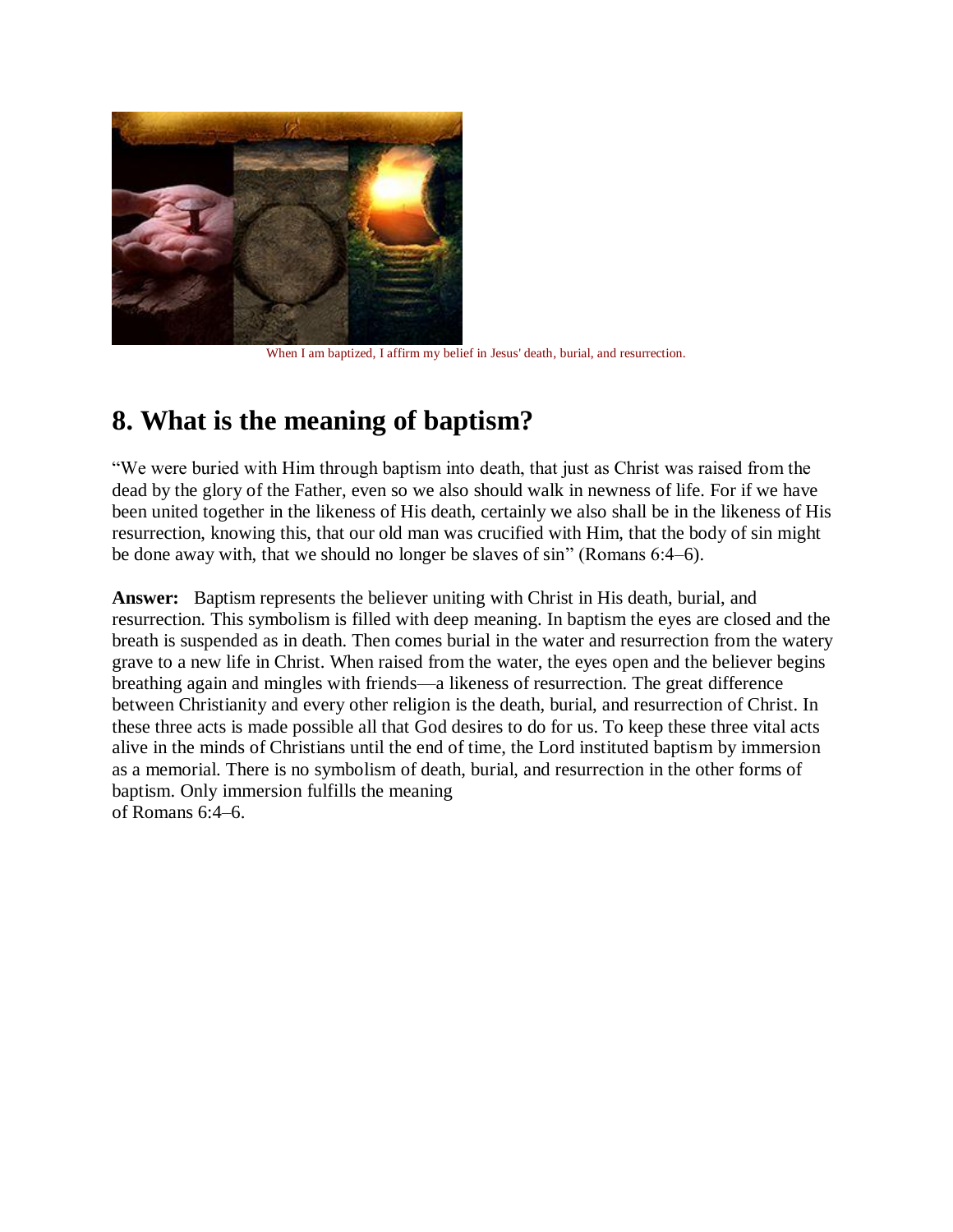When I am baptized, I affirm my belief in Jesus' death, burial, and resurrection.

## 8. What is the meaning of baptism?

"We were buried with Him through baptism into death, that just as Christ was raised from the dead by the glory of the Father, even so we also should walk in newness of life. For if we have been united together in the likeness of His death, certainly we also shall be in the likeness of His resurrection, knowing this, that our old man was crucified with Him, that the body of sin might be done away with, that we should no longer be slaves of sin" (Romans 6:4–6).

**Answer:** Baptism represents the believer uniting with Christ in His death, burial, and resurrection. This symbolism is filled with deep meaning. In baptism the eyes are closed and the breath is suspended as in death. Then comes burial in the water and resurrection from the watery grave to a new life in Christ. When raised from the water, the eyes open and the believer begins breathing again and mingles with friends—a likeness of resurrection. The great difference between Christianity and every other religion is the death, burial, and resurrection of Christ. In these three acts is made possible all that God desires to do for us. To keep these three vital acts alive in the minds of Christians until the end of time, the Lord instituted baptism by immersion as a memorial. There is no symbolism of death, burial, and resurrection in the other forms of baptism. Only immersion fulfills the meaning of Romans 6:4–6.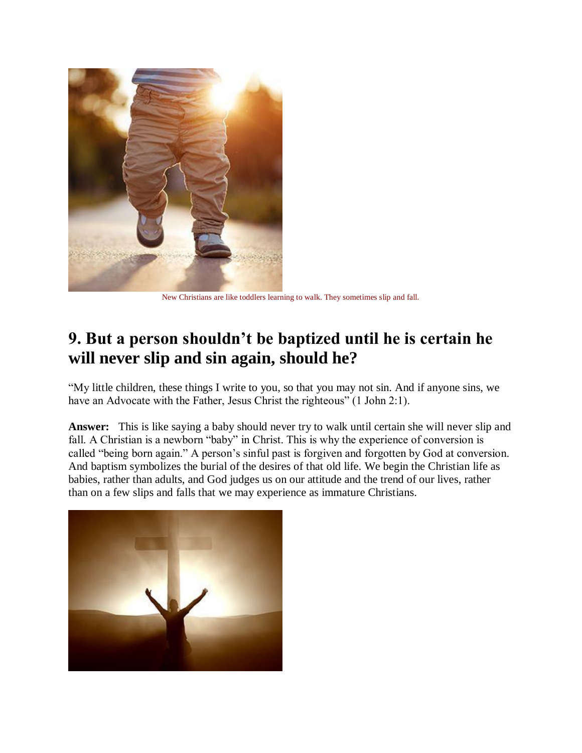New Christians are like toddlers learning to walk. They sometimes slip and fall.

## 9. But a person shouldn't be baptized until he is certain he will never slip and sin again, should he?

"My little children, these things I write to you, so that you may not sin. And if anyone sins, we have an Advocate with the Father, Jesus Christ the righteous" (1 John 2:1).

**Answer:** This is like saying a baby should never try to walk until certain she will never slip and fall. A Christian is a newborn "baby" in Christ. This is why the experience of conversion is called "being born again." A person's sinful past is forgiven and forgotten by God at conversion. And baptism symbolizes the burial of the desires of that old life. We begin the Christian life as babies, rather than adults, and God judges us on our attitude and the trend of our lives, rather than on a few slips and falls that we may experience as immature Christians.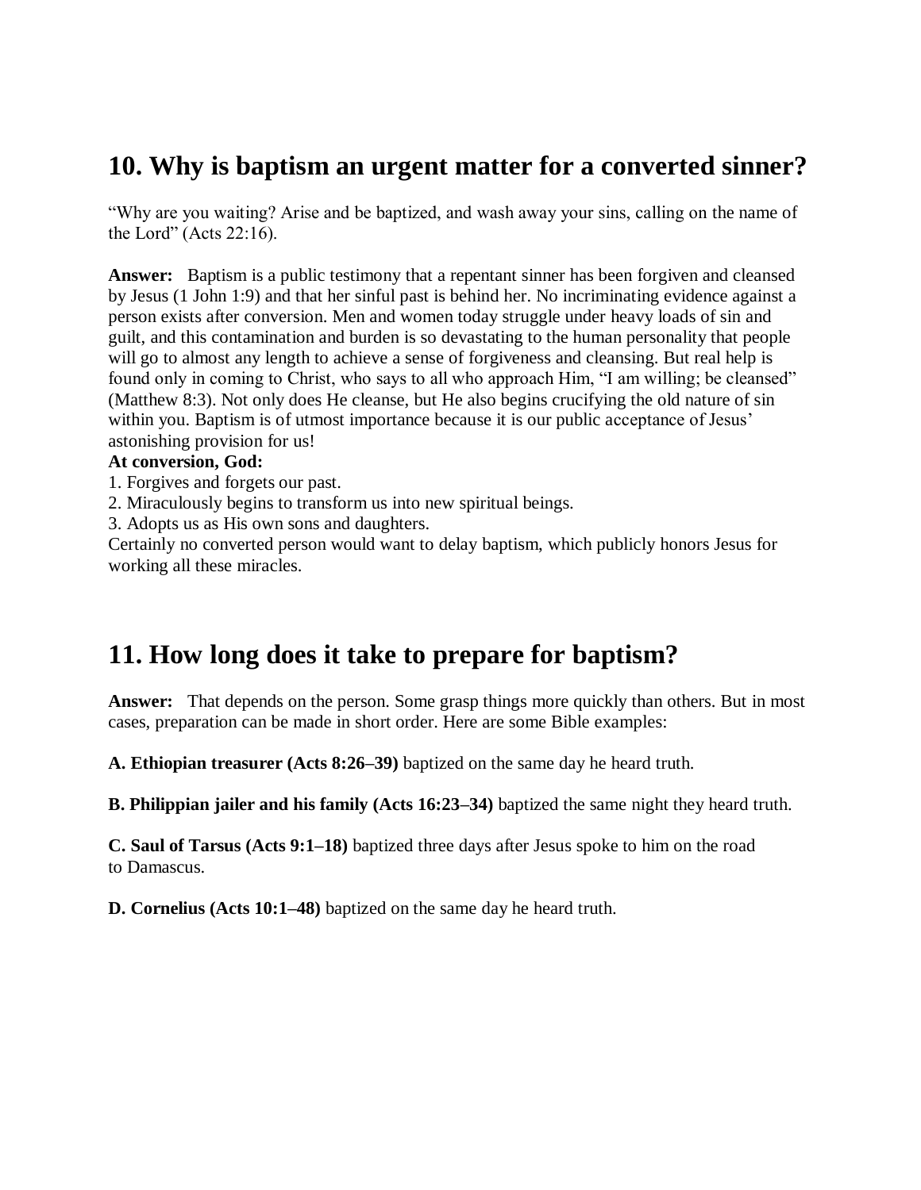## 10. Why is baptism an urgent matter for a converted sinner?

"Why are you waiting? Arise and be baptized, and wash away your sins, calling on the name of the Lord" (Acts 22:16).

**Answer:** Baptism is a public testimony that a repentant sinner has been forgiven and cleansed by Jesus (1 John 1:9) and that her sinful past is behind her. No incriminating evidence against a person exists after conversion. Men and women today struggle under heavy loads of sin and guilt, and this contamination and burden is so devastating to the human personality that people will go to almost any length to achieve a sense of forgiveness and cleansing. But real help is found only in coming to Christ, who says to all who approach Him, "I am willing; be cleansed" (Matthew 8:3). Not only does He cleanse, but He also begins crucifying the old nature of sin within you. Baptism is of utmost importance because it is our public acceptance of Jesus' astonishing provision for us!

**At conversion, God:**

1. Forgives and forgets our past.
2. Miraculously begins to transform us into new spiritual beings.
3. Adopts us as His own sons and daughters.

Certainly no converted person would want to delay baptism, which publicly honors Jesus for working all these miracles.

## 11. How long does it take to prepare for baptism?

**Answer:** That depends on the person. Some grasp things more quickly than others. But in most cases, preparation can be made in short order. Here are some Bible examples:

**A. Ethiopian treasurer (Acts 8:26–39)** baptized on the same day he heard truth.

**B. Philippian jailer and his family (Acts 16:23–34)** baptized the same night they heard truth.

**C. Saul of Tarsus (Acts 9:1–18)** baptized three days after Jesus spoke to him on the road to Damascus.

**D. Cornelius (Acts 10:1–48)** baptized on the same day he heard truth.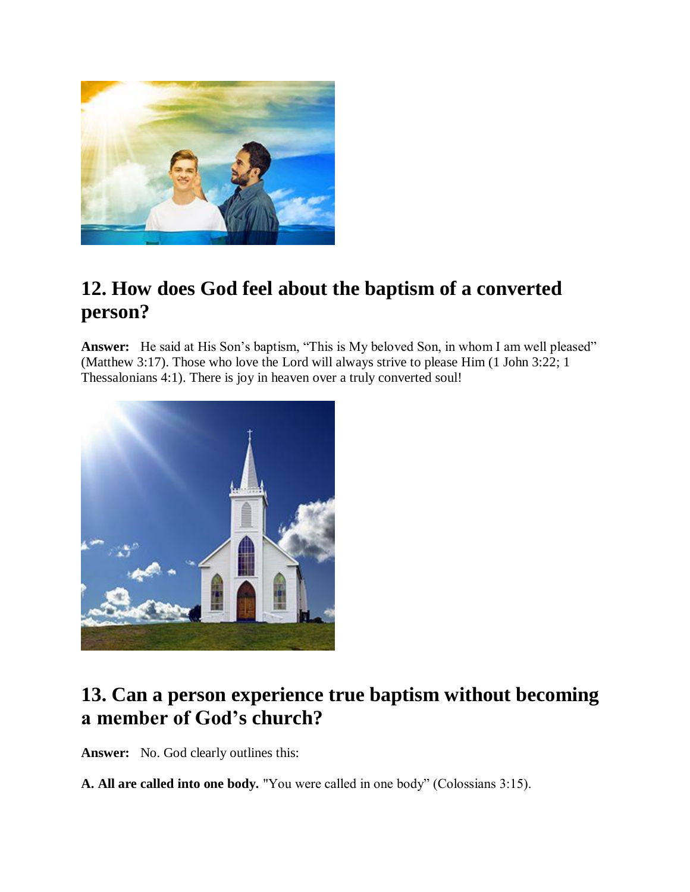## 12. How does God feel about the baptism of a converted person?

**Answer:** He said at His Son's baptism, "This is My beloved Son, in whom I am well pleased" (Matthew 3:17). Those who love the Lord will always strive to please Him (1 John 3:22; 1 Thessalonians 4:1). There is joy in heaven over a truly converted soul!

## 13. Can a person experience true baptism without becoming a member of God's church?

**Answer:** No. God clearly outlines this:

**A. All are called into one body.** "You were called in one body" (Colossians 3:15).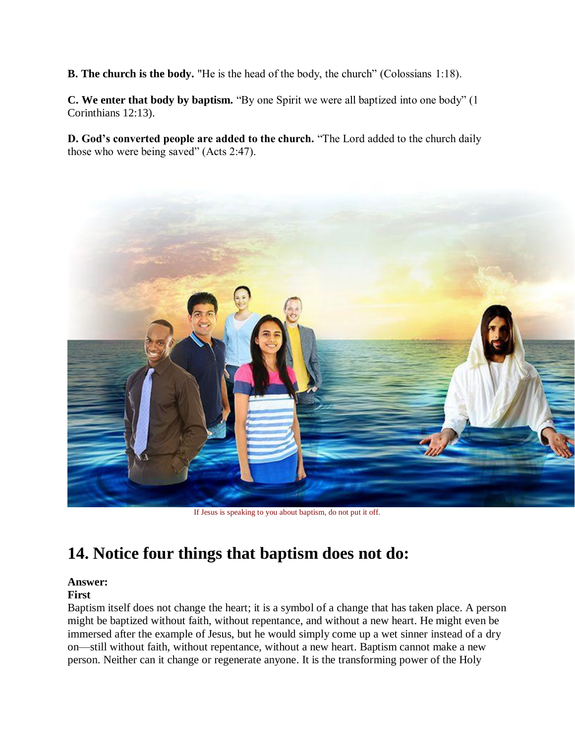**B. The church is the body.** "He is the head of the body, the church" (Colossians 1:18).

**C. We enter that body by baptism.** "By one Spirit we were all baptized into one body" (1 Corinthians 12:13).

**D. God's converted people are added to the church.** "The Lord added to the church daily those who were being saved" (Acts 2:47).

If Jesus is speaking to you about baptism, do not put it off.

## 14. Notice four things that baptism does not do:

**Answer:**

**First**

Baptism itself does not change the heart; it is a symbol of a change that has taken place. A person might be baptized without faith, without repentance, and without a new heart. He might even be immersed after the example of Jesus, but he would simply come up a wet sinner instead of a dry on—still without faith, without repentance, without a new heart. Baptism cannot make a new person. Neither can it change or regenerate anyone. It is the transforming power of the Holy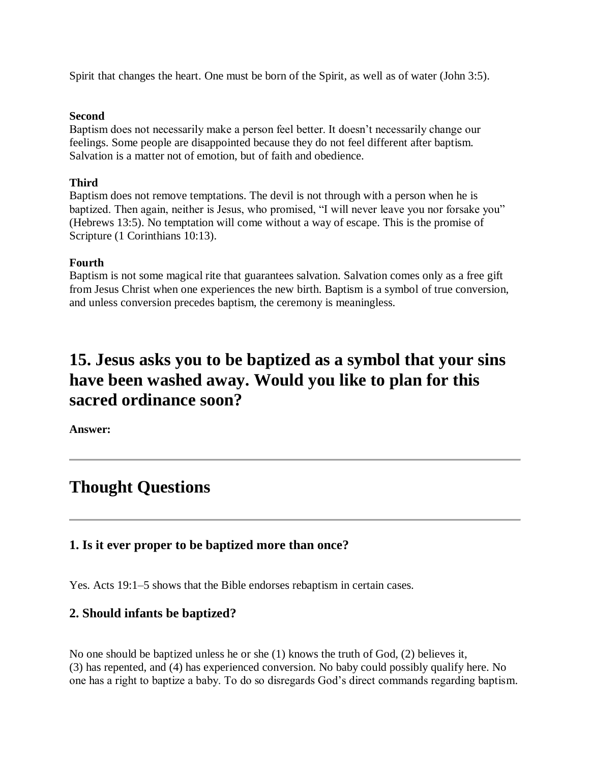Spirit that changes the heart. One must be born of the Spirit, as well as of water (John 3:5).

**Second**
Baptism does not necessarily make a person feel better. It doesn't necessarily change our feelings. Some people are disappointed because they do not feel different after baptism. Salvation is a matter not of emotion, but of faith and obedience.

**Third**
Baptism does not remove temptations. The devil is not through with a person when he is baptized. Then again, neither is Jesus, who promised, "I will never leave you nor forsake you" (Hebrews 13:5). No temptation will come without a way of escape. This is the promise of Scripture (1 Corinthians 10:13).

**Fourth**
Baptism is not some magical rite that guarantees salvation. Salvation comes only as a free gift from Jesus Christ when one experiences the new birth. Baptism is a symbol of true conversion, and unless conversion precedes baptism, the ceremony is meaningless.

## 15. Jesus asks you to be baptized as a symbol that your sins have been washed away. Would you like to plan for this sacred ordinance soon?

**Answer:**

---

## Thought Questions

---

### 1. Is it ever proper to be baptized more than once?

Yes. Acts 19:1–5 shows that the Bible endorses rebaptism in certain cases.

### 2. Should infants be baptized?

No one should be baptized unless he or she (1) knows the truth of God, (2) believes it, (3) has repented, and (4) has experienced conversion. No baby could possibly qualify here. No one has a right to baptize a baby. To do so disregards God's direct commands regarding baptism.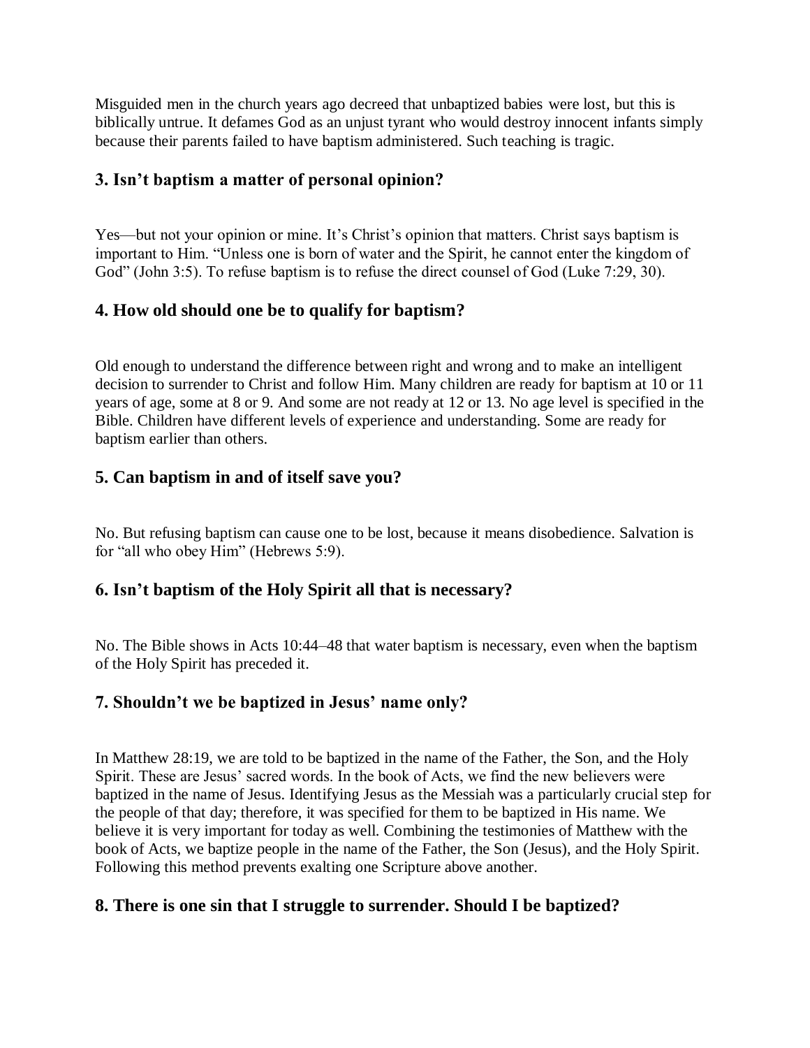Misguided men in the church years ago decreed that unbaptized babies were lost, but this is biblically untrue. It defames God as an unjust tyrant who would destroy innocent infants simply because their parents failed to have baptism administered. Such teaching is tragic.

### 3. Isn't baptism a matter of personal opinion?

Yes—but not your opinion or mine. It's Christ's opinion that matters. Christ says baptism is important to Him. "Unless one is born of water and the Spirit, he cannot enter the kingdom of God" (John 3:5). To refuse baptism is to refuse the direct counsel of God (Luke 7:29, 30).

### 4. How old should one be to qualify for baptism?

Old enough to understand the difference between right and wrong and to make an intelligent decision to surrender to Christ and follow Him. Many children are ready for baptism at 10 or 11 years of age, some at 8 or 9. And some are not ready at 12 or 13. No age level is specified in the Bible. Children have different levels of experience and understanding. Some are ready for baptism earlier than others.

### 5. Can baptism in and of itself save you?

No. But refusing baptism can cause one to be lost, because it means disobedience. Salvation is for "all who obey Him" (Hebrews 5:9).

### 6. Isn't baptism of the Holy Spirit all that is necessary?

No. The Bible shows in Acts 10:44–48 that water baptism is necessary, even when the baptism of the Holy Spirit has preceded it.

### 7. Shouldn't we be baptized in Jesus' name only?

In Matthew 28:19, we are told to be baptized in the name of the Father, the Son, and the Holy Spirit. These are Jesus' sacred words. In the book of Acts, we find the new believers were baptized in the name of Jesus. Identifying Jesus as the Messiah was a particularly crucial step for the people of that day; therefore, it was specified for them to be baptized in His name. We believe it is very important for today as well. Combining the testimonies of Matthew with the book of Acts, we baptize people in the name of the Father, the Son (Jesus), and the Holy Spirit. Following this method prevents exalting one Scripture above another.

### 8. There is one sin that I struggle to surrender. Should I be baptized?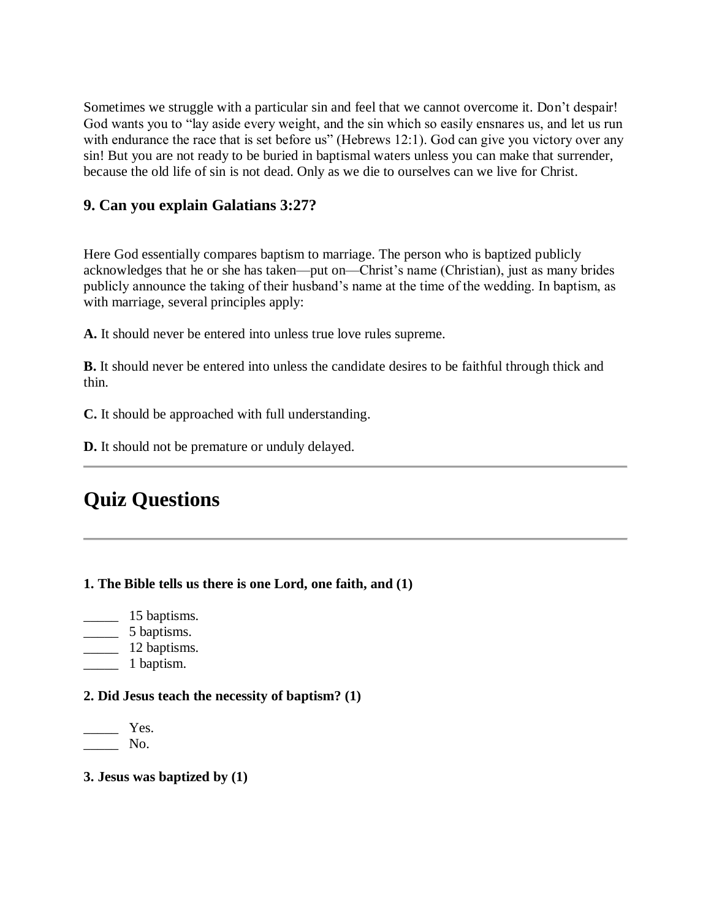Sometimes we struggle with a particular sin and feel that we cannot overcome it. Don't despair! God wants you to "lay aside every weight, and the sin which so easily ensnares us, and let us run with endurance the race that is set before us" (Hebrews 12:1). God can give you victory over any sin! But you are not ready to be buried in baptismal waters unless you can make that surrender, because the old life of sin is not dead. Only as we die to ourselves can we live for Christ.

### 9. Can you explain Galatians 3:27?

Here God essentially compares baptism to marriage. The person who is baptized publicly acknowledges that he or she has taken—put on—Christ's name (Christian), just as many brides publicly announce the taking of their husband's name at the time of the wedding. In baptism, as with marriage, several principles apply:

**A.** It should never be entered into unless true love rules supreme.

**B.** It should never be entered into unless the candidate desires to be faithful through thick and thin.

**C.** It should be approached with full understanding.

**D.** It should not be premature or unduly delayed.

---

## Quiz Questions

---

**1. The Bible tells us there is one Lord, one faith, and (1)**

_____ 15 baptisms.
_____ 5 baptisms.
_____ 12 baptisms.
_____ 1 baptism.

**2. Did Jesus teach the necessity of baptism? (1)**

_____ Yes.
_____ No.

**3. Jesus was baptized by (1)**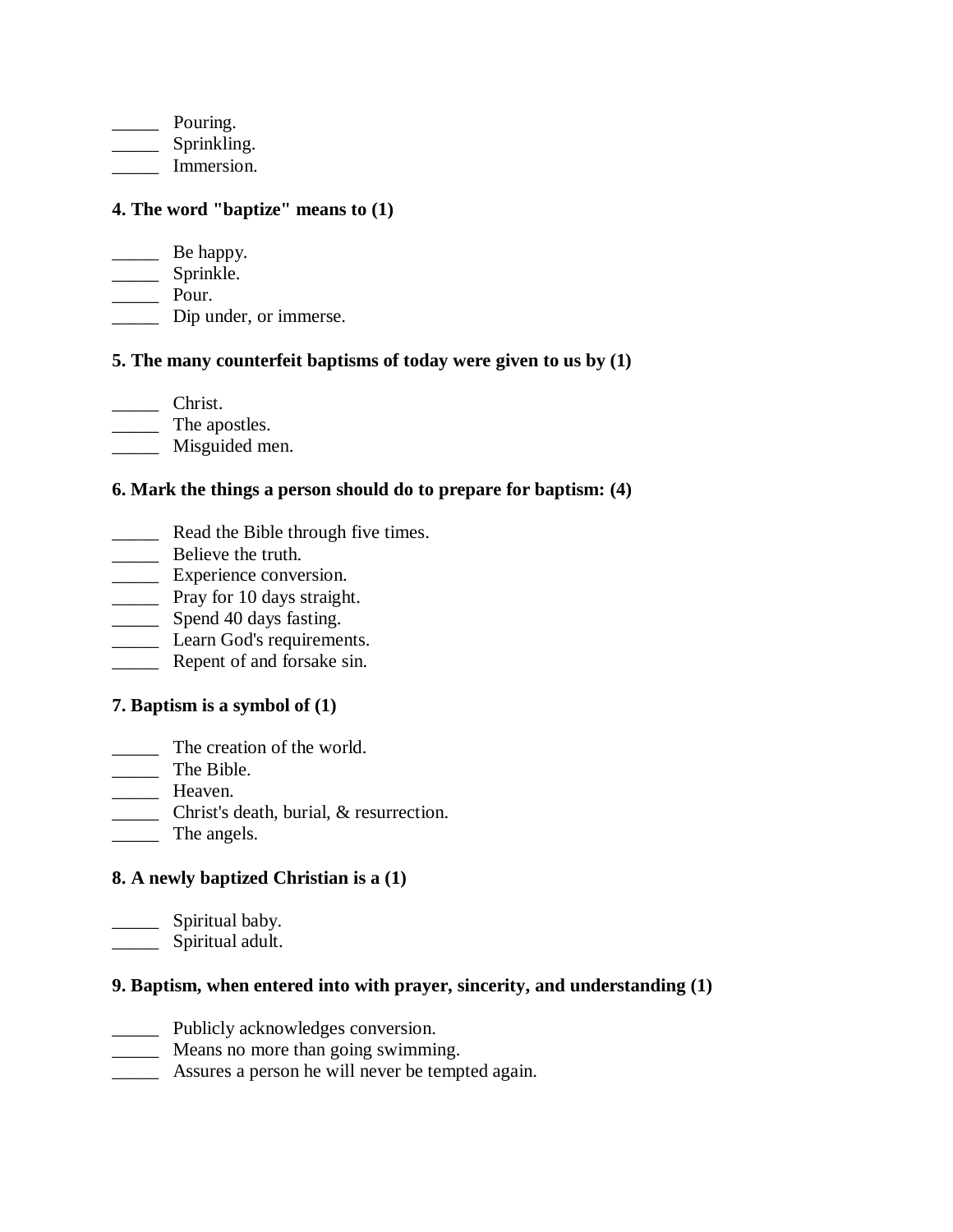_____ Pouring.
_____ Sprinkling.
_____ Immersion.

**4. The word "baptize" means to (1)**

_____ Be happy.
_____ Sprinkle.
_____ Pour.
_____ Dip under, or immerse.

**5. The many counterfeit baptisms of today were given to us by (1)**

_____ Christ.
_____ The apostles.
_____ Misguided men.

**6. Mark the things a person should do to prepare for baptism: (4)**

_____ Read the Bible through five times.
_____ Believe the truth.
_____ Experience conversion.
_____ Pray for 10 days straight.
_____ Spend 40 days fasting.
_____ Learn God's requirements.
_____ Repent of and forsake sin.

**7. Baptism is a symbol of (1)**

_____ The creation of the world.
_____ The Bible.
_____ Heaven.
_____ Christ's death, burial, & resurrection.
_____ The angels.

**8. A newly baptized Christian is a (1)**

_____ Spiritual baby.
_____ Spiritual adult.

**9. Baptism, when entered into with prayer, sincerity, and understanding (1)**

_____ Publicly acknowledges conversion.
_____ Means no more than going swimming.
_____ Assures a person he will never be tempted again.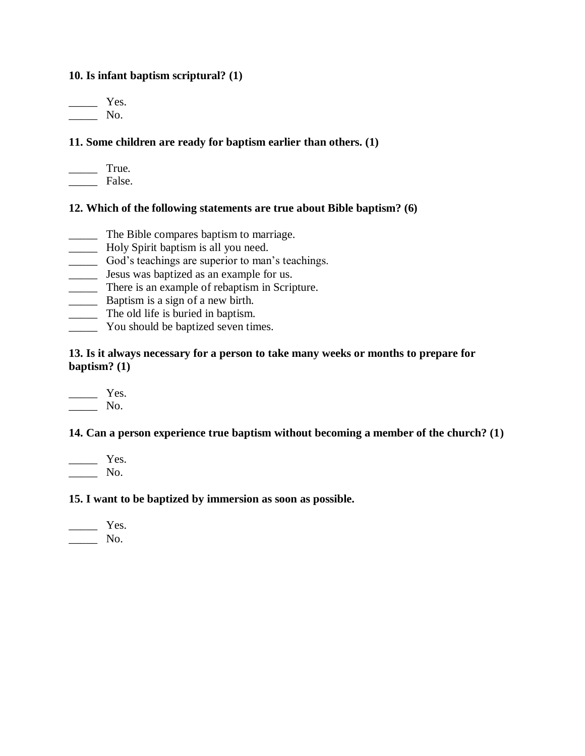**10. Is infant baptism scriptural? (1)**

_____ Yes.
_____ No.

**11. Some children are ready for baptism earlier than others. (1)**

_____ True.
_____ False.

**12. Which of the following statements are true about Bible baptism? (6)**

_____ The Bible compares baptism to marriage.
_____ Holy Spirit baptism is all you need.
_____ God's teachings are superior to man's teachings.
_____ Jesus was baptized as an example for us.
_____ There is an example of rebaptism in Scripture.
_____ Baptism is a sign of a new birth.
_____ The old life is buried in baptism.
_____ You should be baptized seven times.

**13. Is it always necessary for a person to take many weeks or months to prepare for baptism? (1)**

_____ Yes.
_____ No.

**14. Can a person experience true baptism without becoming a member of the church? (1)**

_____ Yes.
_____ No.

**15. I want to be baptized by immersion as soon as possible.**

_____ Yes.
_____ No.